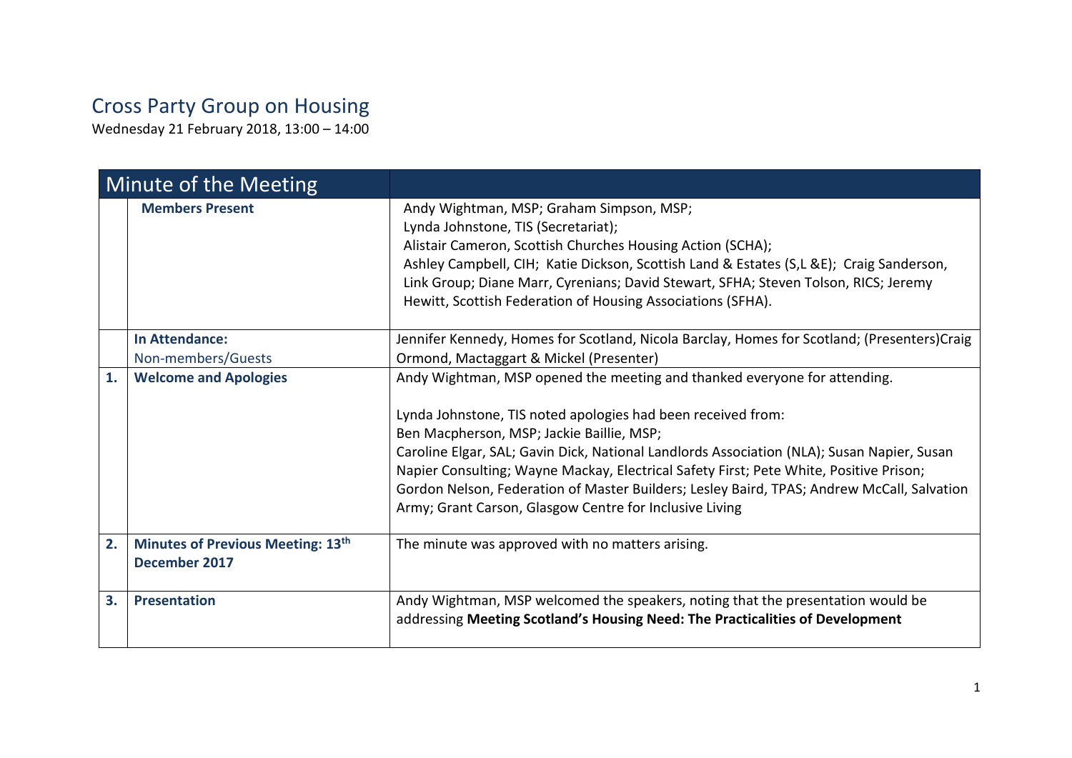# Cross Party Group on Housing

Wednesday 21 February 2018, 13:00 – 14:00

| Minute of the Meeting | | |
|---|---|---|
| | **Members Present** | Andy Wightman, MSP; Graham Simpson, MSP;<br>Lynda Johnstone, TIS (Secretariat);<br>Alistair Cameron, Scottish Churches Housing Action (SCHA);<br>Ashley Campbell, CIH; Katie Dickson, Scottish Land & Estates (S,L &E); Craig Sanderson, Link Group; Diane Marr, Cyrenians; David Stewart, SFHA; Steven Tolson, RICS; Jeremy Hewitt, Scottish Federation of Housing Associations (SFHA). |
| | **In Attendance:**<br>Non-members/Guests | Jennifer Kennedy, Homes for Scotland, Nicola Barclay, Homes for Scotland; (Presenters)Craig Ormond, Mactaggart & Mickel (Presenter) |
| **1.** | **Welcome and Apologies** | Andy Wightman, MSP opened the meeting and thanked everyone for attending.<br><br>Lynda Johnstone, TIS noted apologies had been received from:<br>Ben Macpherson, MSP; Jackie Baillie, MSP;<br>Caroline Elgar, SAL; Gavin Dick, National Landlords Association (NLA); Susan Napier, Susan Napier Consulting; Wayne Mackay, Electrical Safety First; Pete White, Positive Prison; Gordon Nelson, Federation of Master Builders; Lesley Baird, TPAS; Andrew McCall, Salvation Army; Grant Carson, Glasgow Centre for Inclusive Living |
| **2.** | **Minutes of Previous Meeting: 13th December 2017** | The minute was approved with no matters arising. |
| **3.** | **Presentation** | Andy Wightman, MSP welcomed the speakers, noting that the presentation would be addressing **Meeting Scotland's Housing Need: The Practicalities of Development** |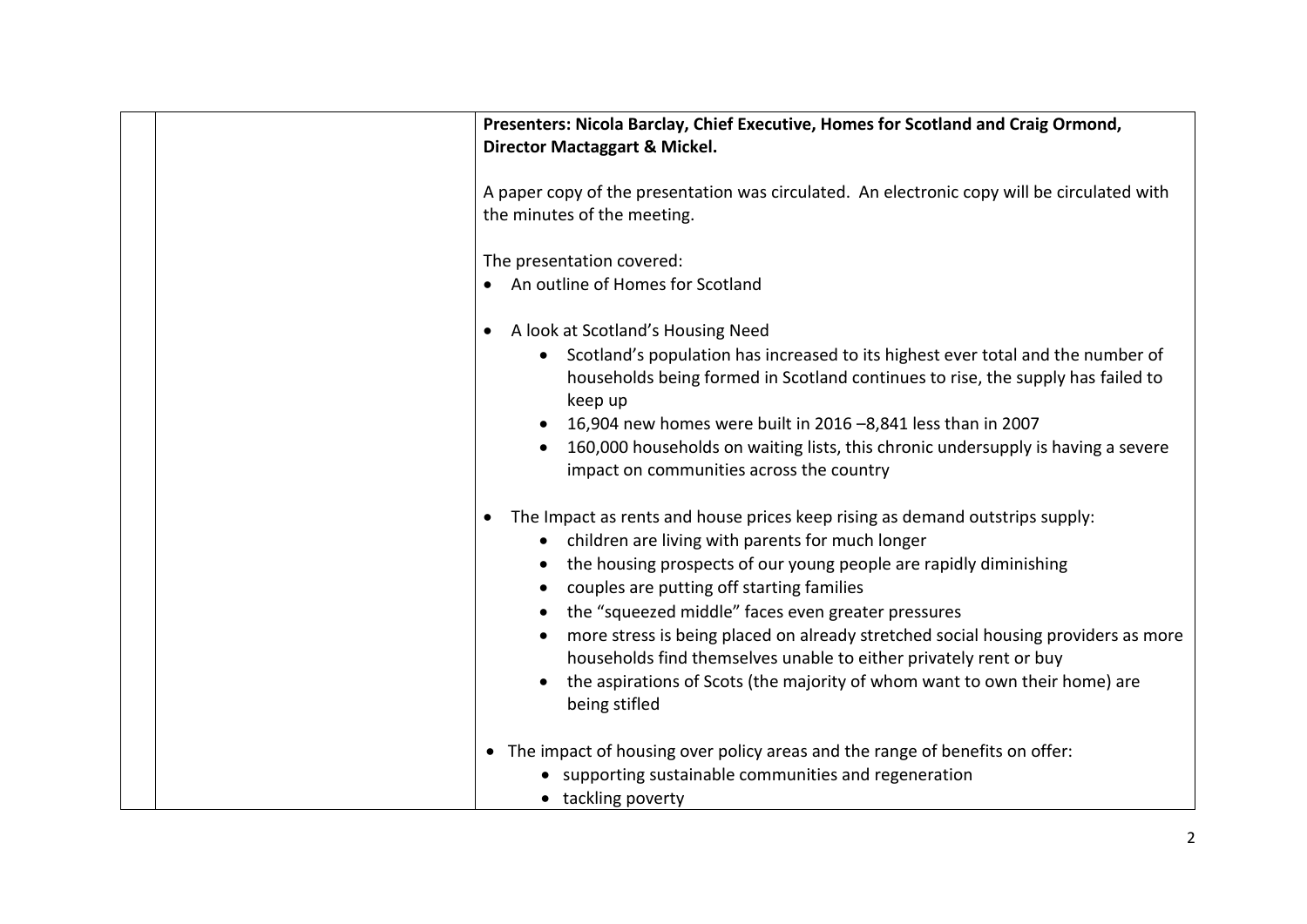**Presenters: Nicola Barclay, Chief Executive, Homes for Scotland and Craig Ormond, Director Mactaggart & Mickel.**

A paper copy of the presentation was circulated. An electronic copy will be circulated with the minutes of the meeting.

The presentation covered:

- An outline of Homes for Scotland

- A look at Scotland's Housing Need
  - Scotland's population has increased to its highest ever total and the number of households being formed in Scotland continues to rise, the supply has failed to keep up
  - 16,904 new homes were built in 2016 –8,841 less than in 2007
  - 160,000 households on waiting lists, this chronic undersupply is having a severe impact on communities across the country

- The Impact as rents and house prices keep rising as demand outstrips supply:
  - children are living with parents for much longer
  - the housing prospects of our young people are rapidly diminishing
  - couples are putting off starting families
  - the "squeezed middle" faces even greater pressures
  - more stress is being placed on already stretched social housing providers as more households find themselves unable to either privately rent or buy
  - the aspirations of Scots (the majority of whom want to own their home) are being stifled

- The impact of housing over policy areas and the range of benefits on offer:
  - supporting sustainable communities and regeneration
  - tackling poverty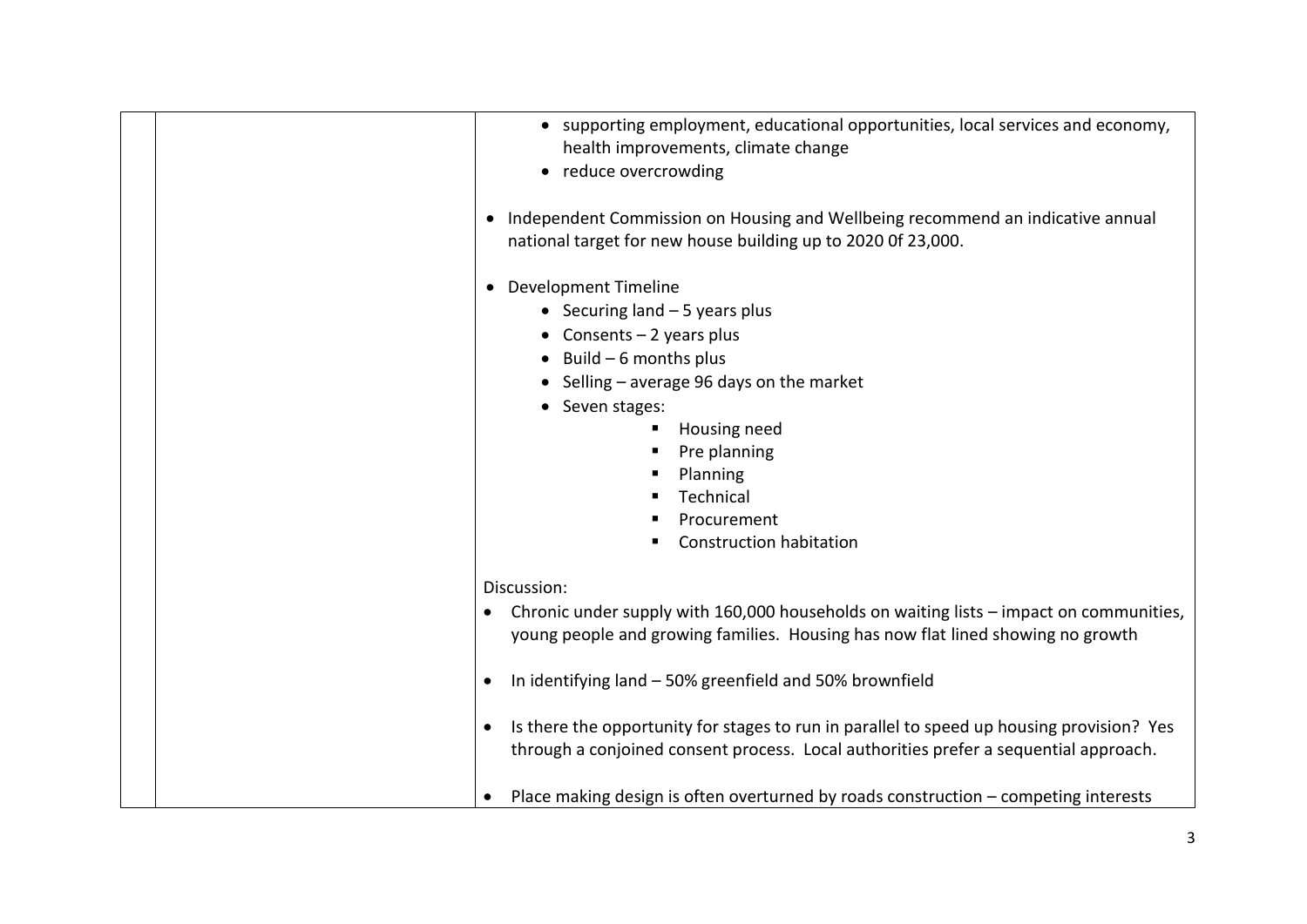| | | |
|---|---|---|
| | | <ul><li>supporting employment, educational opportunities, local services and economy, health improvements, climate change</li><li>reduce overcrowding</li></ul><ul><li>Independent Commission on Housing and Wellbeing recommend an indicative annual national target for new house building up to 2020 0f 23,000.</li></ul><ul><li>Development Timeline<ul><li>Securing land – 5 years plus</li><li>Consents – 2 years plus</li><li>Build – 6 months plus</li><li>Selling – average 96 days on the market</li><li>Seven stages:<ul><li>Housing need</li><li>Pre planning</li><li>Planning</li><li>Technical</li><li>Procurement</li><li>Construction habitation</li></ul></li></ul></li></ul>Discussion:<ul><li>Chronic under supply with 160,000 households on waiting lists – impact on communities, young people and growing families. Housing has now flat lined showing no growth</li><li>In identifying land – 50% greenfield and 50% brownfield</li><li>Is there the opportunity for stages to run in parallel to speed up housing provision? Yes through a conjoined consent process. Local authorities prefer a sequential approach.</li><li>Place making design is often overturned by roads construction – competing interests</li></ul> |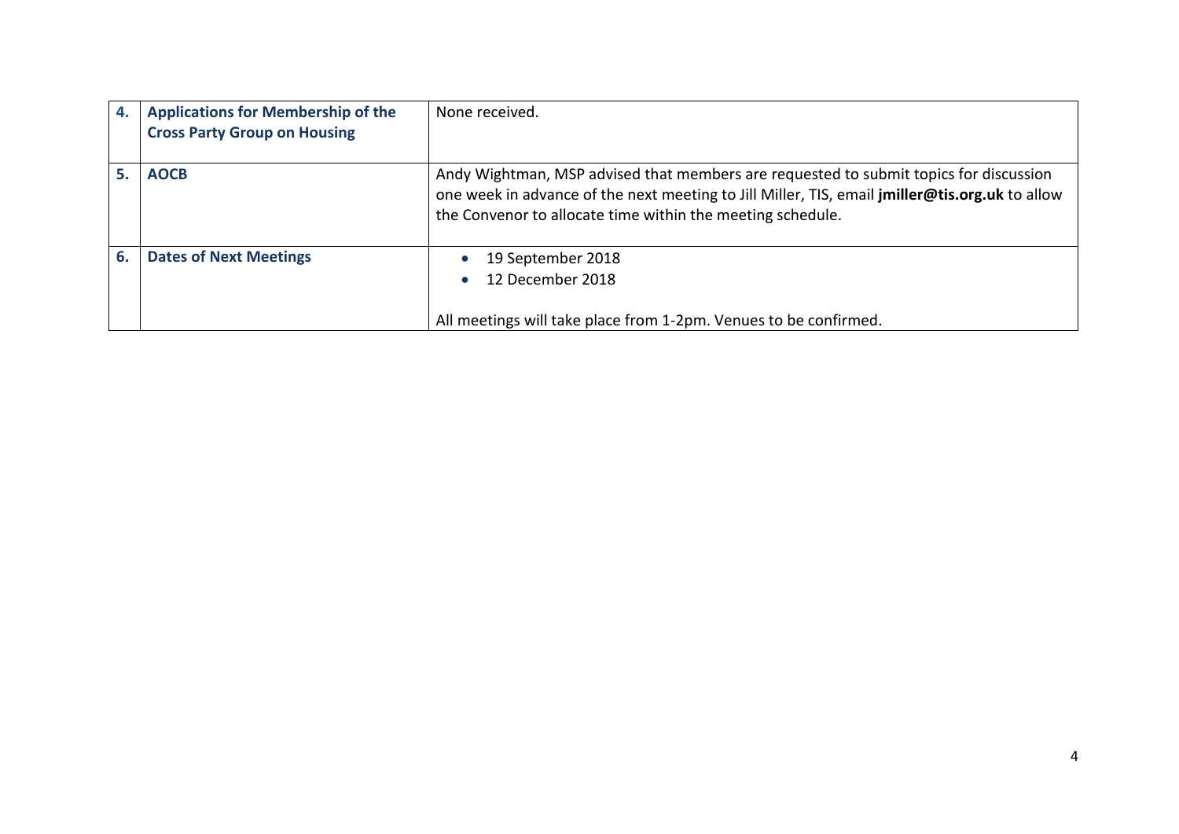| | | |
|---|---|---|
| **4.** | **Applications for Membership of the Cross Party Group on Housing** | None received. |
| **5.** | **AOCB** | Andy Wightman, MSP advised that members are requested to submit topics for discussion one week in advance of the next meeting to Jill Miller, TIS, email **jmiller@tis.org.uk** to allow the Convenor to allocate time within the meeting schedule. |
| **6.** | **Dates of Next Meetings** | • 19 September 2018<br>• 12 December 2018<br><br>All meetings will take place from 1-2pm. Venues to be confirmed. |